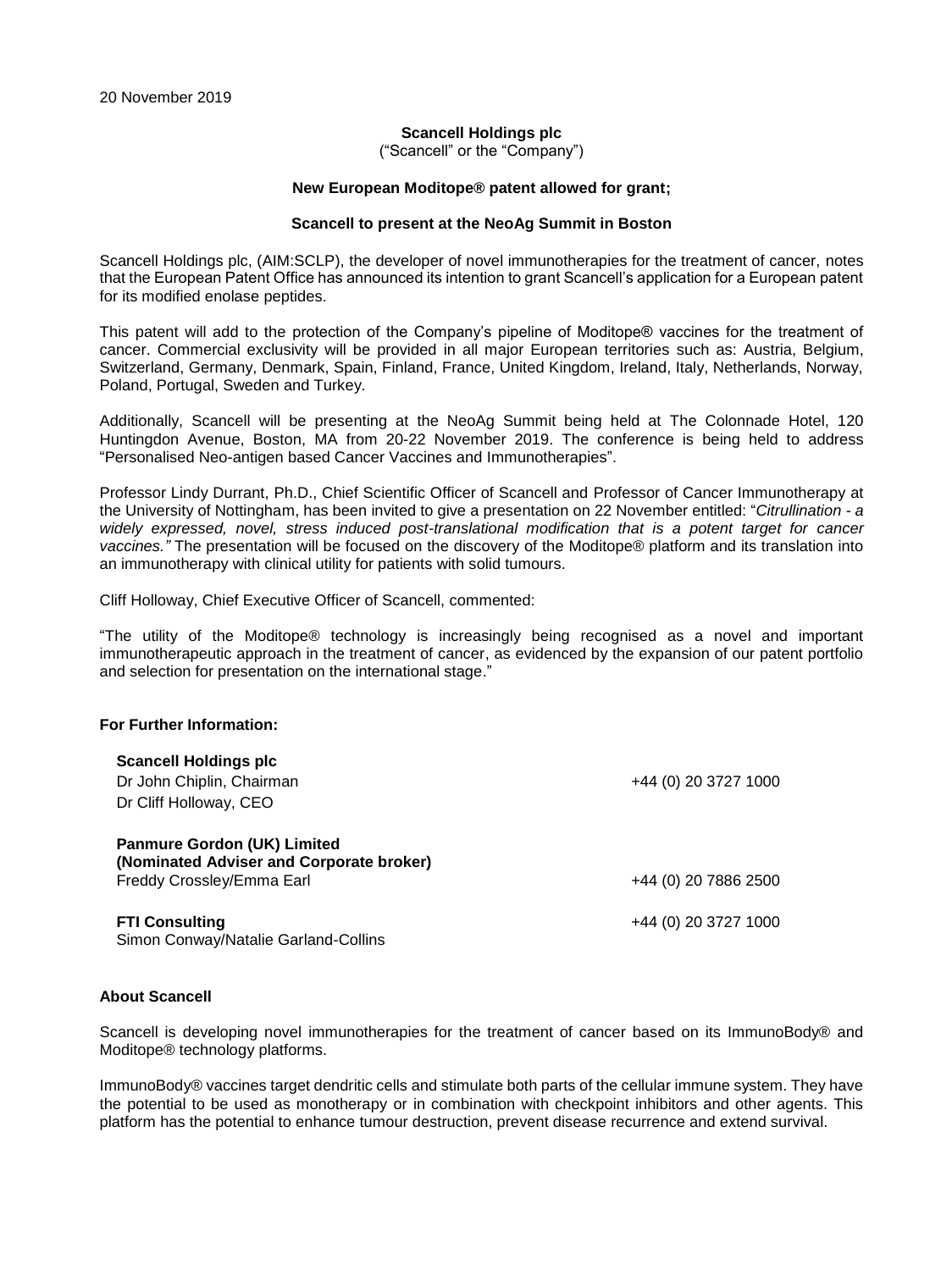20 November 2019

**Scancell Holdings plc**
(“Scancell” or the “Company”)

**New European Moditope® patent allowed for grant;**

**Scancell to present at the NeoAg Summit in Boston**

Scancell Holdings plc, (AIM:SCLP), the developer of novel immunotherapies for the treatment of cancer, notes that the European Patent Office has announced its intention to grant Scancell’s application for a European patent for its modified enolase peptides.

This patent will add to the protection of the Company’s pipeline of Moditope® vaccines for the treatment of cancer. Commercial exclusivity will be provided in all major European territories such as: Austria, Belgium, Switzerland, Germany, Denmark, Spain, Finland, France, United Kingdom, Ireland, Italy, Netherlands, Norway, Poland, Portugal, Sweden and Turkey.

Additionally, Scancell will be presenting at the NeoAg Summit being held at The Colonnade Hotel, 120 Huntingdon Avenue, Boston, MA from 20-22 November 2019. The conference is being held to address “Personalised Neo-antigen based Cancer Vaccines and Immunotherapies”.

Professor Lindy Durrant, Ph.D., Chief Scientific Officer of Scancell and Professor of Cancer Immunotherapy at the University of Nottingham, has been invited to give a presentation on 22 November entitled: “*Citrullination - a widely expressed, novel, stress induced post-translational modification that is a potent target for cancer vaccines.”* The presentation will be focused on the discovery of the Moditope® platform and its translation into an immunotherapy with clinical utility for patients with solid tumours.

Cliff Holloway, Chief Executive Officer of Scancell, commented:

“The utility of the Moditope® technology is increasingly being recognised as a novel and important immunotherapeutic approach in the treatment of cancer, as evidenced by the expansion of our patent portfolio and selection for presentation on the international stage.”

**For Further Information:**

| | |
|---|---|
| **Scancell Holdings plc** | |
| Dr John Chiplin, Chairman | +44 (0) 20 3727 1000 |
| Dr Cliff Holloway, CEO | |
| **Panmure Gordon (UK) Limited (Nominated Adviser and Corporate broker)** | |
| Freddy Crossley/Emma Earl | +44 (0) 20 7886 2500 |
| **FTI Consulting** | +44 (0) 20 3727 1000 |
| Simon Conway/Natalie Garland-Collins | |

**About Scancell**

Scancell is developing novel immunotherapies for the treatment of cancer based on its ImmunoBody® and Moditope® technology platforms.

ImmunoBody® vaccines target dendritic cells and stimulate both parts of the cellular immune system. They have the potential to be used as monotherapy or in combination with checkpoint inhibitors and other agents. This platform has the potential to enhance tumour destruction, prevent disease recurrence and extend survival.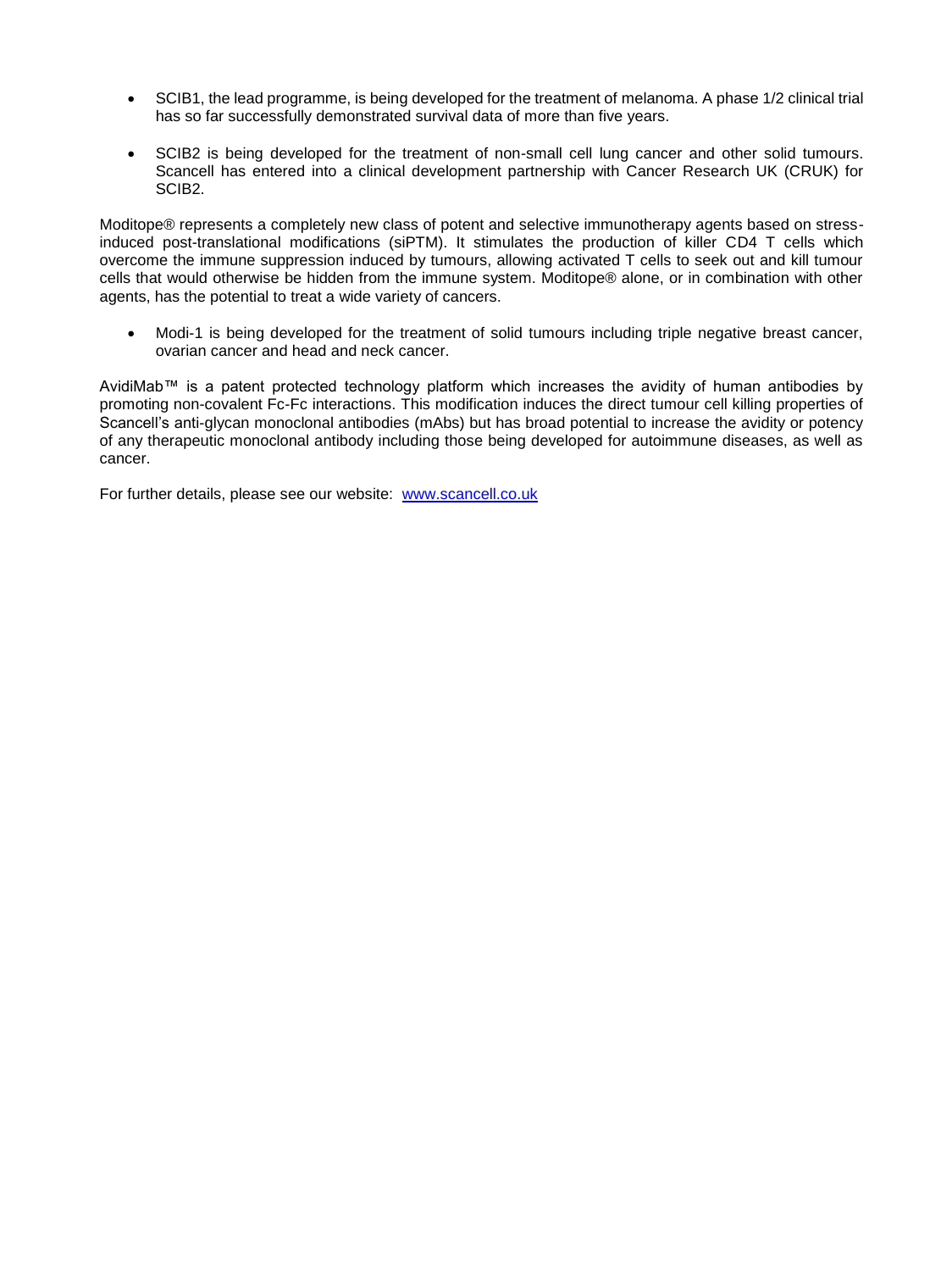- SCIB1, the lead programme, is being developed for the treatment of melanoma. A phase 1/2 clinical trial has so far successfully demonstrated survival data of more than five years.

- SCIB2 is being developed for the treatment of non-small cell lung cancer and other solid tumours. Scancell has entered into a clinical development partnership with Cancer Research UK (CRUK) for SCIB2.

Moditope® represents a completely new class of potent and selective immunotherapy agents based on stress-induced post-translational modifications (siPTM). It stimulates the production of killer CD4 T cells which overcome the immune suppression induced by tumours, allowing activated T cells to seek out and kill tumour cells that would otherwise be hidden from the immune system. Moditope® alone, or in combination with other agents, has the potential to treat a wide variety of cancers.

- Modi-1 is being developed for the treatment of solid tumours including triple negative breast cancer, ovarian cancer and head and neck cancer.

AvidiMab™ is a patent protected technology platform which increases the avidity of human antibodies by promoting non-covalent Fc-Fc interactions. This modification induces the direct tumour cell killing properties of Scancell's anti-glycan monoclonal antibodies (mAbs) but has broad potential to increase the avidity or potency of any therapeutic monoclonal antibody including those being developed for autoimmune diseases, as well as cancer.

For further details, please see our website: [www.scancell.co.uk](http://www.scancell.co.uk)